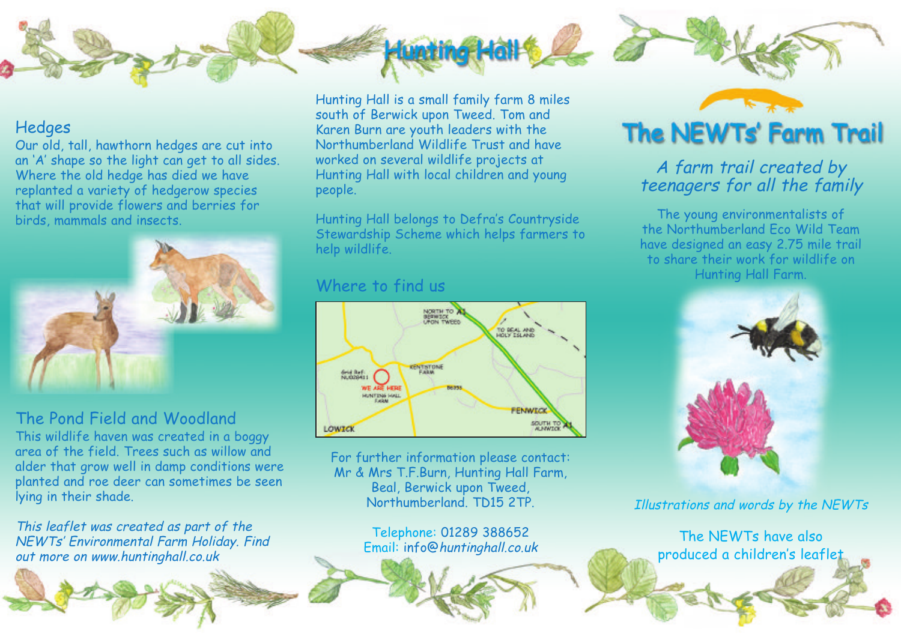## Hedges

Our old, tall, hawthorn hedges are cut into an 'A' shape so the light can get to all sides. Where the old hedge has died we have replanted a variety of hedgerow species that will provide flowers and berries for birds, mammals and insects.

## The Pond Field and Woodland

This wildlife haven was created in a boggy area of the field. Trees such as willow and alder that grow well in damp conditions were planted and roe deer can sometimes be seen lying in their shade.

*This leaflet was created as part of the NEWTs' Environmental Farm Holiday. Find out more on www.huntinghall.co.uk*

# Hunting Hall

Hunting Hall is a small family farm 8 miles south of Berwick upon Tweed. Tom and Karen Burn are youth leaders with the Northumberland Wildlife Trust and have worked on several wildlife projects at Hunting Hall with local children and young people.

Hunting Hall belongs to Defra's Countryside Stewardship Scheme which helps farmers to help wildlife.

## Where to find us

For further information please contact:
Mr & Mrs T.F.Burn, Hunting Hall Farm,
Beal, Berwick upon Tweed,
Northumberland. TD15 2TP.

Telephone: 01289 388652
Email: info@huntinghall.co.uk

# The NEWTs' Farm Trail

*A farm trail created by teenagers for all the family*

The young environmentalists of the Northumberland Eco Wild Team have designed an easy 2.75 mile trail to share their work for wildlife on Hunting Hall Farm.

*Illustrations and words by the NEWTs*

The NEWTs have also produced a children's leaflet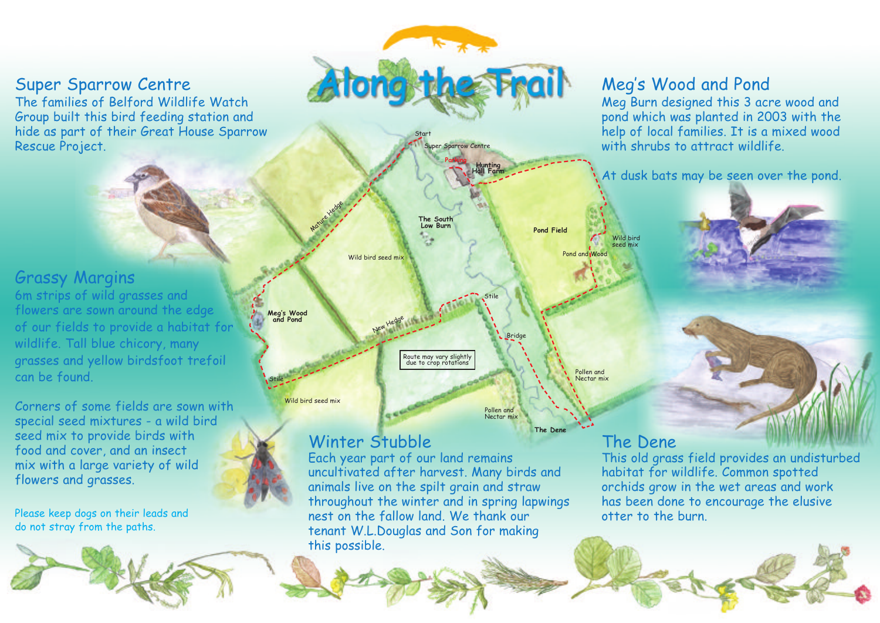# Along the Trail

## Super Sparrow Centre

The families of Belford Wildlife Watch Group built this bird feeding station and hide as part of their Great House Sparrow Rescue Project.

## Grassy Margins

6m strips of wild grasses and flowers are sown around the edge of our fields to provide a habitat for wildlife. Tall blue chicory, many grasses and yellow birdsfoot trefoil can be found.

Corners of some fields are sown with special seed mixtures - a wild bird seed mix to provide birds with food and cover, and an insect mix with a large variety of wild flowers and grasses.

Please keep dogs on their leads and do not stray from the paths.

Start

Super Sparrow Centre

Parking

Hunting Hall Farm

Mature Hedge

The South Low Burn

Pond Field

Wild bird seed mix

Pond and Wood

Wild bird seed mix

Meg's Wood and Pond

Stile

New Hedge

Bridge

Route may vary slightly due to crop rotations

Stile

Pollen and Nectar mix

Wild bird seed mix

Pollen and Nectar mix

The Dene

## Winter Stubble

Each year part of our land remains uncultivated after harvest. Many birds and animals live on the spilt grain and straw throughout the winter and in spring lapwings nest on the fallow land. We thank our tenant W.L.Douglas and Son for making this possible.

## Meg's Wood and Pond

Meg Burn designed this 3 acre wood and pond which was planted in 2003 with the help of local families. It is a mixed wood with shrubs to attract wildlife.

At dusk bats may be seen over the pond.

## The Dene

This old grass field provides an undisturbed habitat for wildlife. Common spotted orchids grow in the wet areas and work has been done to encourage the elusive otter to the burn.